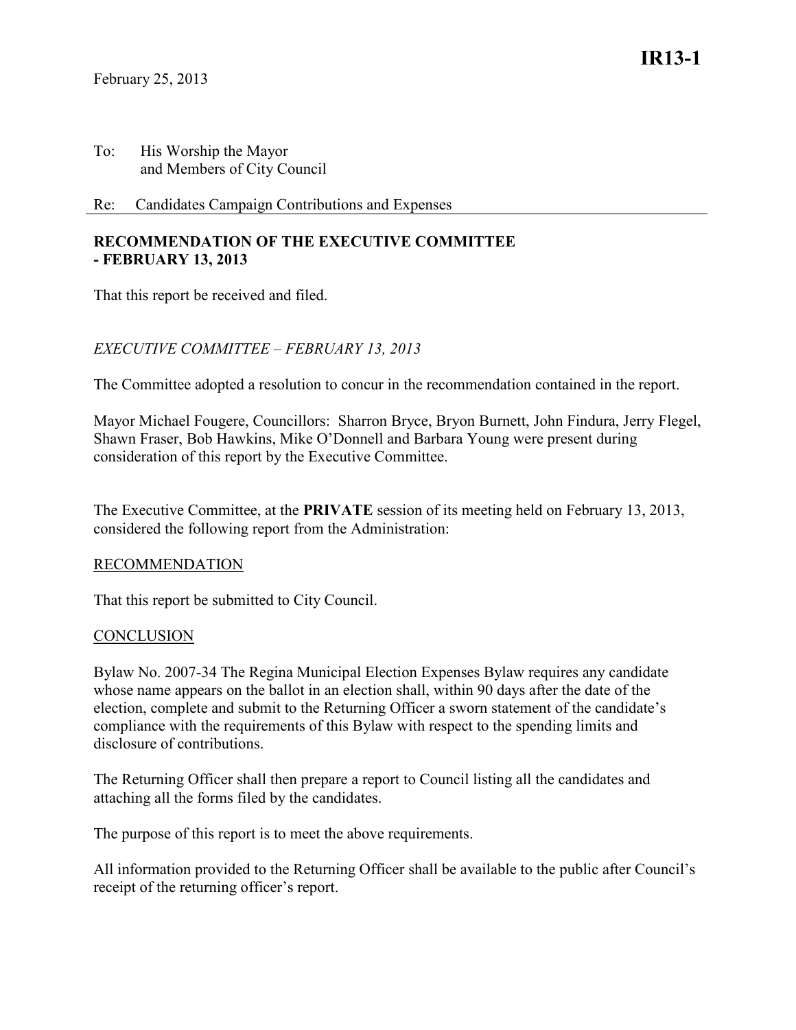February 25, 2013

# IR13-1

To: His Worship the Mayor
and Members of City Council

Re: Candidates Campaign Contributions and Expenses

**RECOMMENDATION OF THE EXECUTIVE COMMITTEE - FEBRUARY 13, 2013**

That this report be received and filed.

*EXECUTIVE COMMITTEE – FEBRUARY 13, 2013*

The Committee adopted a resolution to concur in the recommendation contained in the report.

Mayor Michael Fougere, Councillors: Sharron Bryce, Bryon Burnett, John Findura, Jerry Flegel, Shawn Fraser, Bob Hawkins, Mike O'Donnell and Barbara Young were present during consideration of this report by the Executive Committee.

The Executive Committee, at the **PRIVATE** session of its meeting held on February 13, 2013, considered the following report from the Administration:

RECOMMENDATION

That this report be submitted to City Council.

CONCLUSION

Bylaw No. 2007-34 The Regina Municipal Election Expenses Bylaw requires any candidate whose name appears on the ballot in an election shall, within 90 days after the date of the election, complete and submit to the Returning Officer a sworn statement of the candidate's compliance with the requirements of this Bylaw with respect to the spending limits and disclosure of contributions.

The Returning Officer shall then prepare a report to Council listing all the candidates and attaching all the forms filed by the candidates.

The purpose of this report is to meet the above requirements.

All information provided to the Returning Officer shall be available to the public after Council's receipt of the returning officer's report.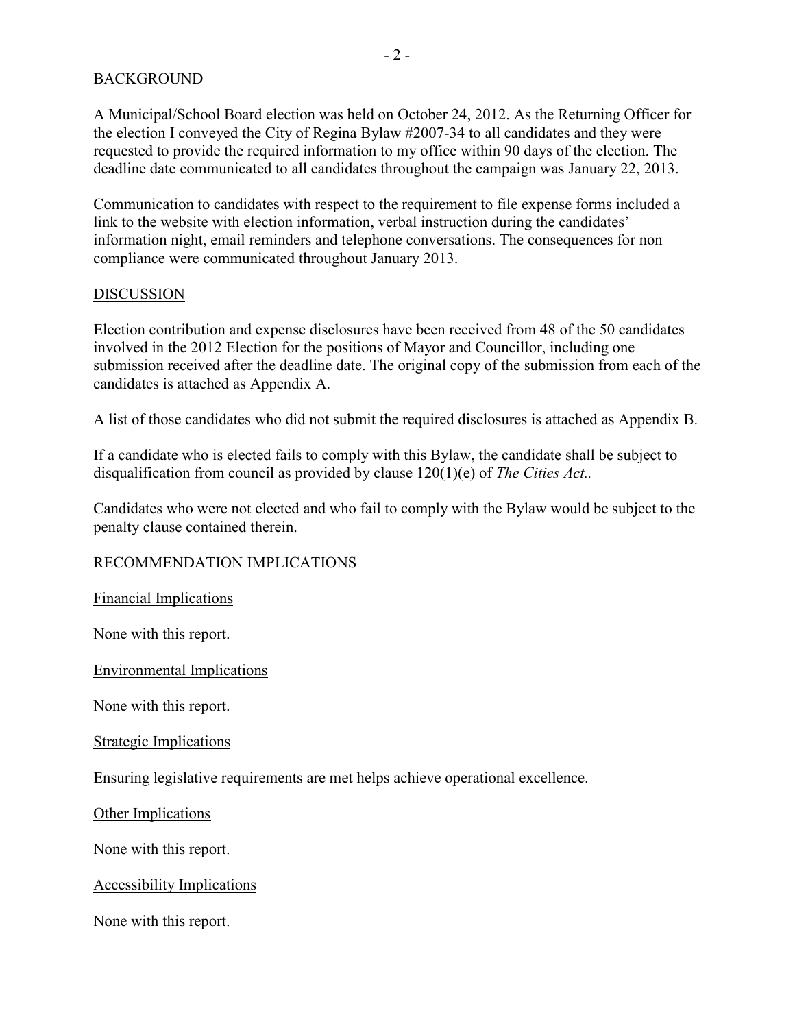## BACKGROUND

A Municipal/School Board election was held on October 24, 2012. As the Returning Officer for the election I conveyed the City of Regina Bylaw #2007-34 to all candidates and they were requested to provide the required information to my office within 90 days of the election. The deadline date communicated to all candidates throughout the campaign was January 22, 2013.

Communication to candidates with respect to the requirement to file expense forms included a link to the website with election information, verbal instruction during the candidates' information night, email reminders and telephone conversations. The consequences for non compliance were communicated throughout January 2013.

## DISCUSSION

Election contribution and expense disclosures have been received from 48 of the 50 candidates involved in the 2012 Election for the positions of Mayor and Councillor, including one submission received after the deadline date. The original copy of the submission from each of the candidates is attached as Appendix A.

A list of those candidates who did not submit the required disclosures is attached as Appendix B.

If a candidate who is elected fails to comply with this Bylaw, the candidate shall be subject to disqualification from council as provided by clause 120(1)(e) of *The Cities Act.*.

Candidates who were not elected and who fail to comply with the Bylaw would be subject to the penalty clause contained therein.

## RECOMMENDATION IMPLICATIONS

### Financial Implications

None with this report.

### Environmental Implications

None with this report.

### Strategic Implications

Ensuring legislative requirements are met helps achieve operational excellence.

### Other Implications

None with this report.

### Accessibility Implications

None with this report.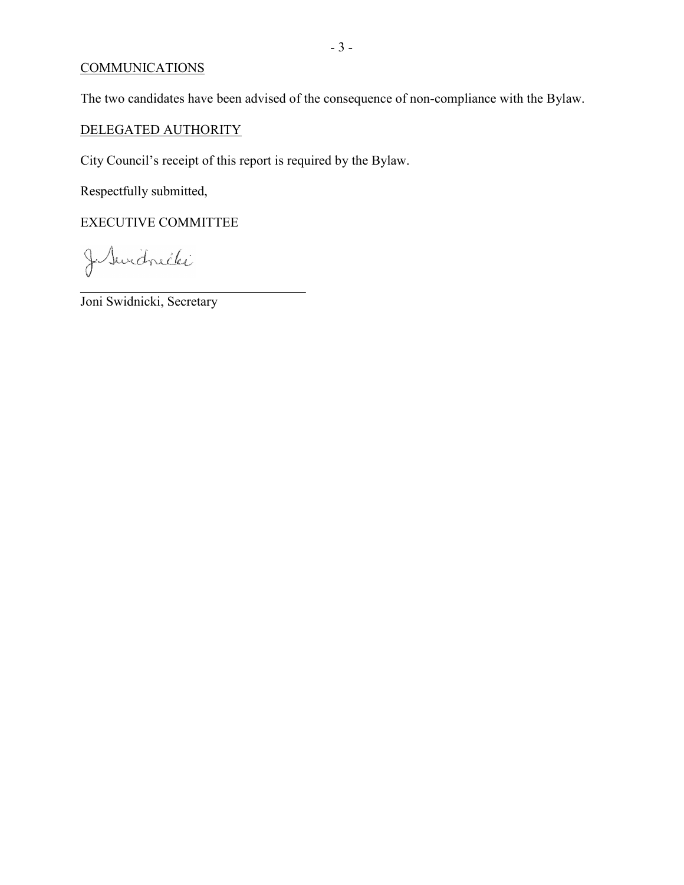COMMUNICATIONS

The two candidates have been advised of the consequence of non-compliance with the Bylaw.

DELEGATED AUTHORITY

City Council's receipt of this report is required by the Bylaw.

Respectfully submitted,

EXECUTIVE COMMITTEE

Joni Swidnicki, Secretary